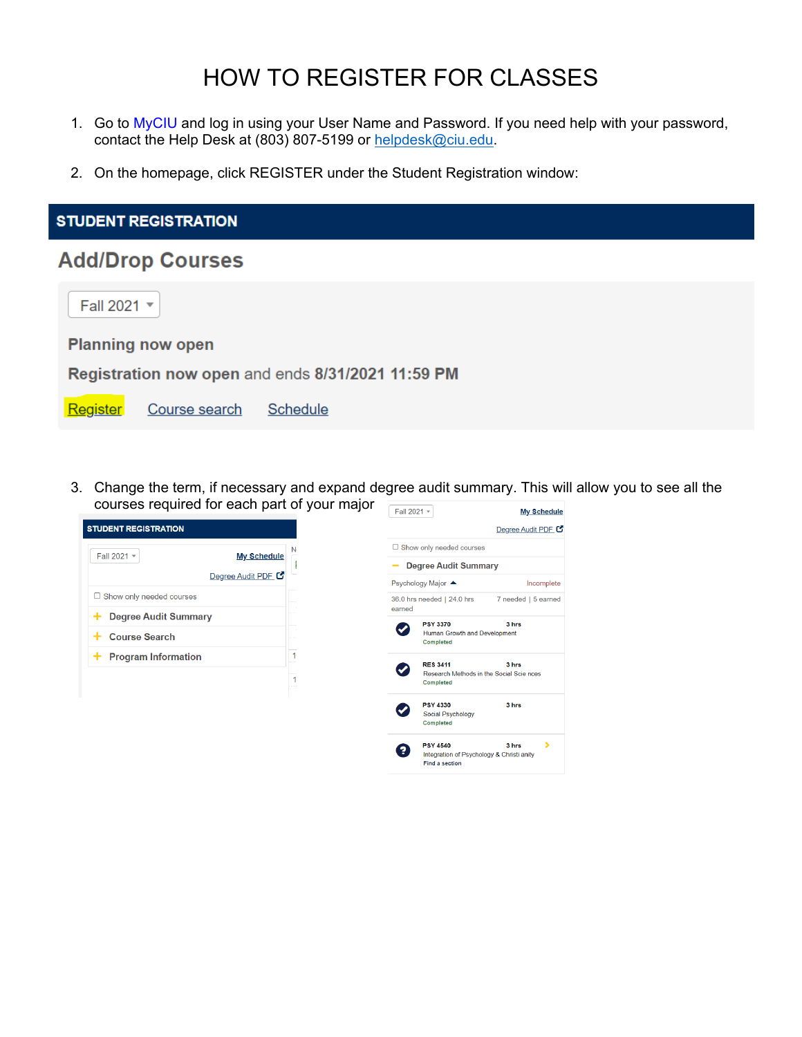# HOW TO REGISTER FOR CLASSES

1. Go to MyCIU and log in using your User Name and Password. If you need help with your password, contact the Help Desk at (803) 807-5199 or helpdesk@ciu.edu.

2. On the homepage, click REGISTER under the Student Registration window:

**STUDENT REGISTRATION**

**Add/Drop Courses**

Fall 2021

**Planning now open**

**Registration now open** and ends **8/31/2021 11:59 PM**

Register   Course search   Schedule

3. Change the term, if necessary and expand degree audit summary. This will allow you to see all the courses required for each part of your major

**STUDENT REGISTRATION**

Fall 2021   My Schedule

Degree Audit PDF

Show only needed courses

+ Degree Audit Summary
+ Course Search
+ Program Information

Fall 2021   My Schedule

Degree Audit PDF

Show only needed courses

– Degree Audit Summary

Psychology Major   Incomplete

36.0 hrs needed | 24.0 hrs earned   7 needed | 5 earned

| Course | Title | Hours | Status |
|---|---|---|---|
| PSY 3370 | Human Growth and Development | 3 hrs | Completed |
| RES 3411 | Research Methods in the Social Sciences | 3 hrs | Completed |
| PSY 4330 | Social Psychology | 3 hrs | Completed |
| PSY 4540 | Integration of Psychology & Christianity | 3 hrs | Find a section |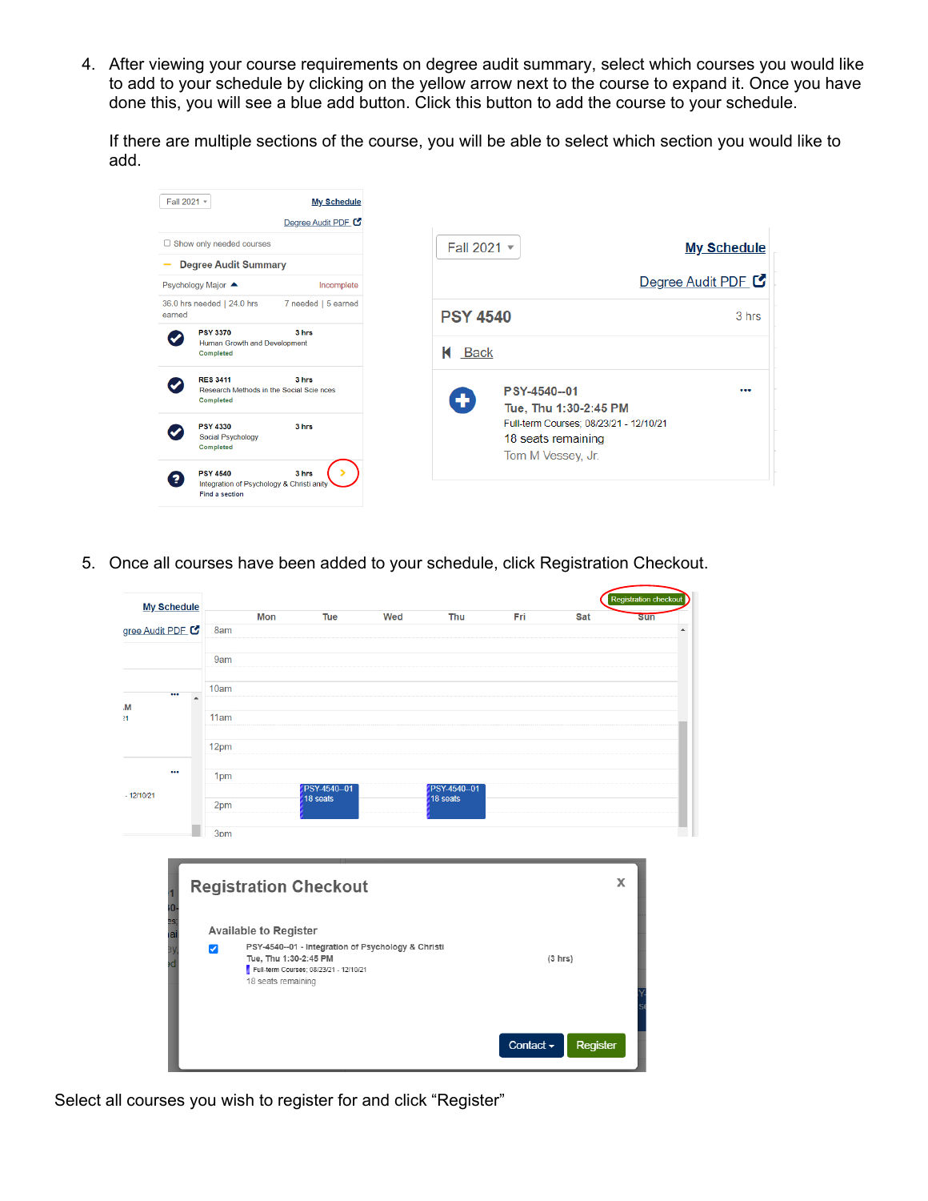4. After viewing your course requirements on degree audit summary, select which courses you would like to add to your schedule by clicking on the yellow arrow next to the course to expand it. Once you have done this, you will see a blue add button. Click this button to add the course to your schedule.

   If there are multiple sections of the course, you will be able to select which section you would like to add.

5. Once all courses have been added to your schedule, click Registration Checkout.

Select all courses you wish to register for and click "Register"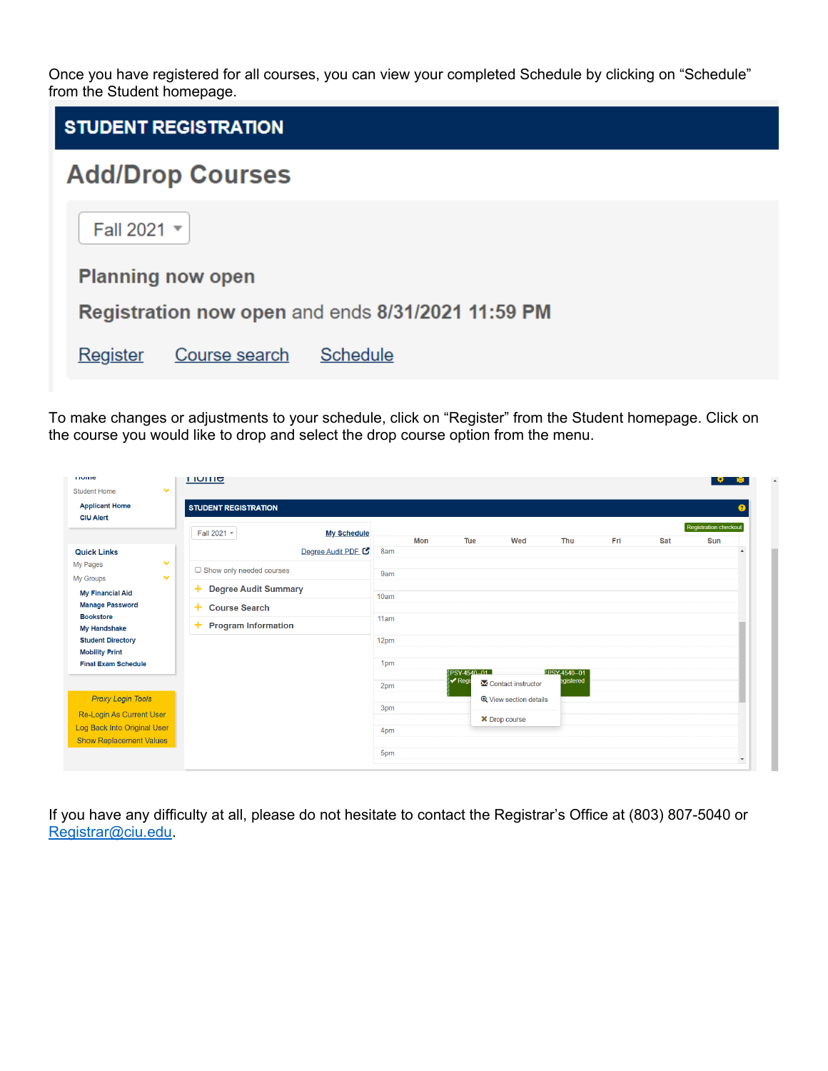Once you have registered for all courses, you can view your completed Schedule by clicking on "Schedule" from the Student homepage.

To make changes or adjustments to your schedule, click on "Register" from the Student homepage. Click on the course you would like to drop and select the drop course option from the menu.

If you have any difficulty at all, please do not hesitate to contact the Registrar's Office at (803) 807-5040 or Registrar@ciu.edu.